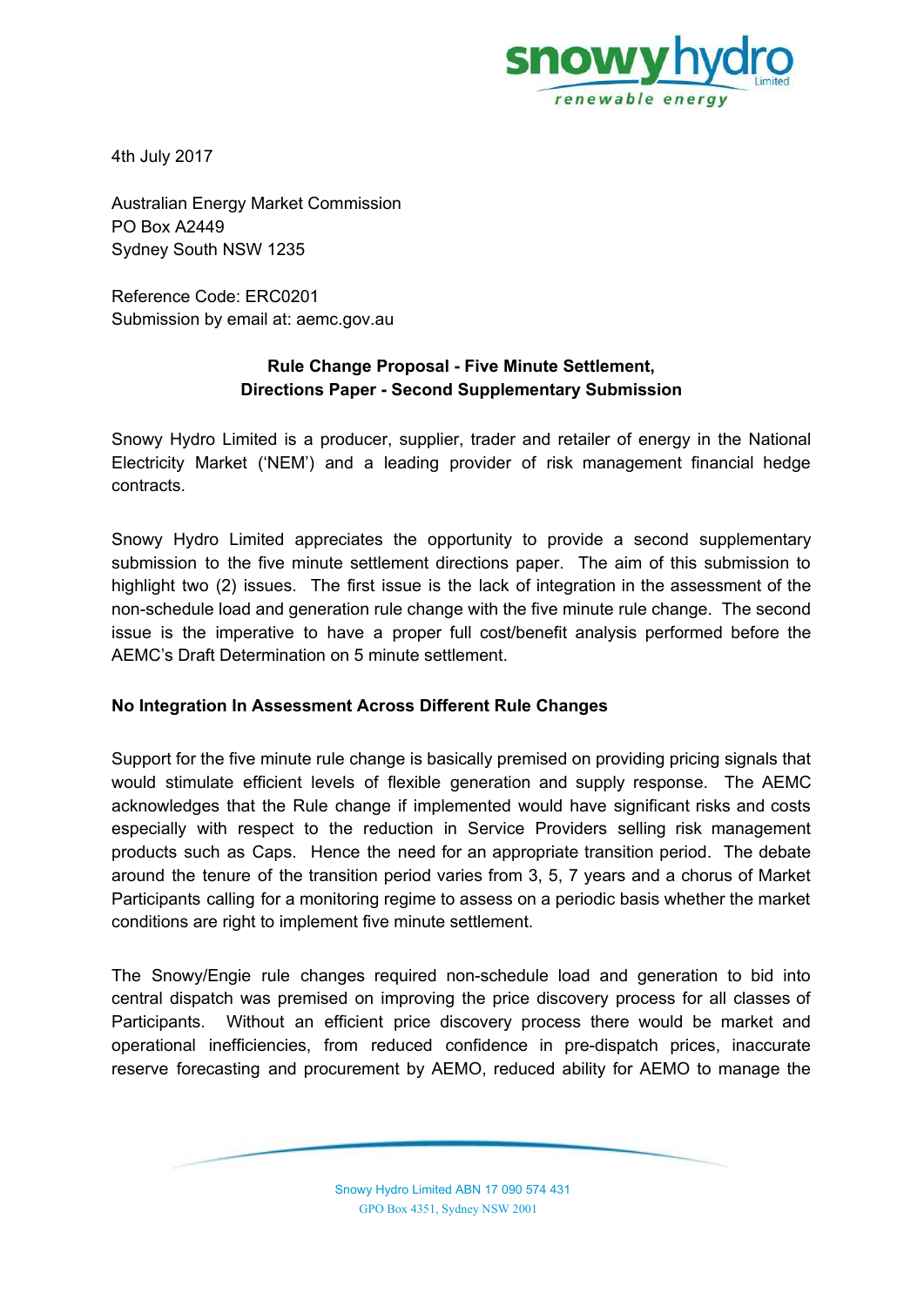4th July 2017

Australian Energy Market Commission
PO Box A2449
Sydney South NSW 1235

Reference Code: ERC0201
Submission by email at: aemc.gov.au

**Rule Change Proposal - Five Minute Settlement,**
**Directions Paper - Second Supplementary Submission**

Snowy Hydro Limited is a producer, supplier, trader and retailer of energy in the National Electricity Market ('NEM') and a leading provider of risk management financial hedge contracts.

Snowy Hydro Limited appreciates the opportunity to provide a second supplementary submission to the five minute settlement directions paper. The aim of this submission to highlight two (2) issues. The first issue is the lack of integration in the assessment of the non-schedule load and generation rule change with the five minute rule change. The second issue is the imperative to have a proper full cost/benefit analysis performed before the AEMC's Draft Determination on 5 minute settlement.

**No Integration In Assessment Across Different Rule Changes**

Support for the five minute rule change is basically premised on providing pricing signals that would stimulate efficient levels of flexible generation and supply response. The AEMC acknowledges that the Rule change if implemented would have significant risks and costs especially with respect to the reduction in Service Providers selling risk management products such as Caps. Hence the need for an appropriate transition period. The debate around the tenure of the transition period varies from 3, 5, 7 years and a chorus of Market Participants calling for a monitoring regime to assess on a periodic basis whether the market conditions are right to implement five minute settlement.

The Snowy/Engie rule changes required non-schedule load and generation to bid into central dispatch was premised on improving the price discovery process for all classes of Participants. Without an efficient price discovery process there would be market and operational inefficiencies, from reduced confidence in pre-dispatch prices, inaccurate reserve forecasting and procurement by AEMO, reduced ability for AEMO to manage the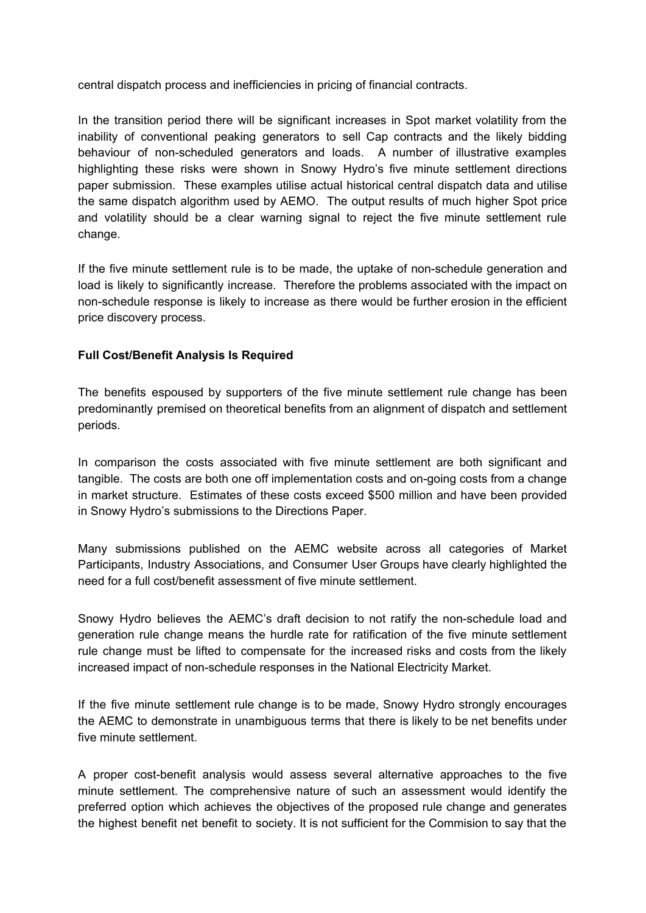central dispatch process and inefficiencies in pricing of financial contracts.

In the transition period there will be significant increases in Spot market volatility from the inability of conventional peaking generators to sell Cap contracts and the likely bidding behaviour of non-scheduled generators and loads. A number of illustrative examples highlighting these risks were shown in Snowy Hydro's five minute settlement directions paper submission. These examples utilise actual historical central dispatch data and utilise the same dispatch algorithm used by AEMO. The output results of much higher Spot price and volatility should be a clear warning signal to reject the five minute settlement rule change.

If the five minute settlement rule is to be made, the uptake of non-schedule generation and load is likely to significantly increase. Therefore the problems associated with the impact on non-schedule response is likely to increase as there would be further erosion in the efficient price discovery process.

**Full Cost/Benefit Analysis Is Required**

The benefits espoused by supporters of the five minute settlement rule change has been predominantly premised on theoretical benefits from an alignment of dispatch and settlement periods.

In comparison the costs associated with five minute settlement are both significant and tangible. The costs are both one off implementation costs and on-going costs from a change in market structure. Estimates of these costs exceed $500 million and have been provided in Snowy Hydro's submissions to the Directions Paper.

Many submissions published on the AEMC website across all categories of Market Participants, Industry Associations, and Consumer User Groups have clearly highlighted the need for a full cost/benefit assessment of five minute settlement.

Snowy Hydro believes the AEMC's draft decision to not ratify the non-schedule load and generation rule change means the hurdle rate for ratification of the five minute settlement rule change must be lifted to compensate for the increased risks and costs from the likely increased impact of non-schedule responses in the National Electricity Market.

If the five minute settlement rule change is to be made, Snowy Hydro strongly encourages the AEMC to demonstrate in unambiguous terms that there is likely to be net benefits under five minute settlement.

A proper cost-benefit analysis would assess several alternative approaches to the five minute settlement. The comprehensive nature of such an assessment would identify the preferred option which achieves the objectives of the proposed rule change and generates the highest benefit net benefit to society. It is not sufficient for the Commision to say that the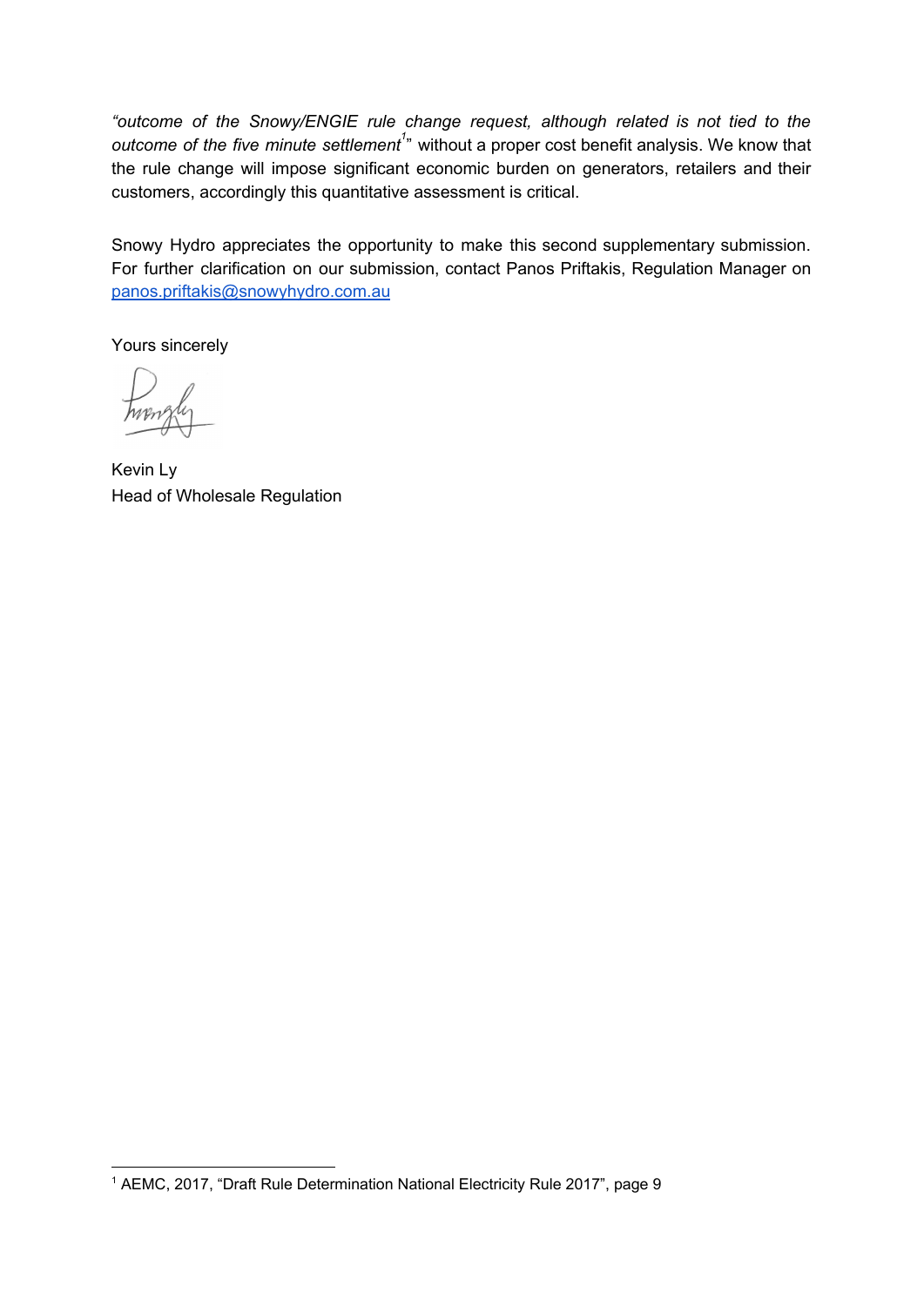*"outcome of the Snowy/ENGIE rule change request, although related is not tied to the outcome of the five minute settlement*[1]" without a proper cost benefit analysis. We know that the rule change will impose significant economic burden on generators, retailers and their customers, accordingly this quantitative assessment is critical.

Snowy Hydro appreciates the opportunity to make this second supplementary submission. For further clarification on our submission, contact Panos Priftakis, Regulation Manager on [panos.priftakis@snowyhydro.com.au](mailto:panos.priftakis@snowyhydro.com.au)

Yours sincerely

Kevin Ly
Head of Wholesale Regulation

[1] AEMC, 2017, "Draft Rule Determination National Electricity Rule 2017", page 9